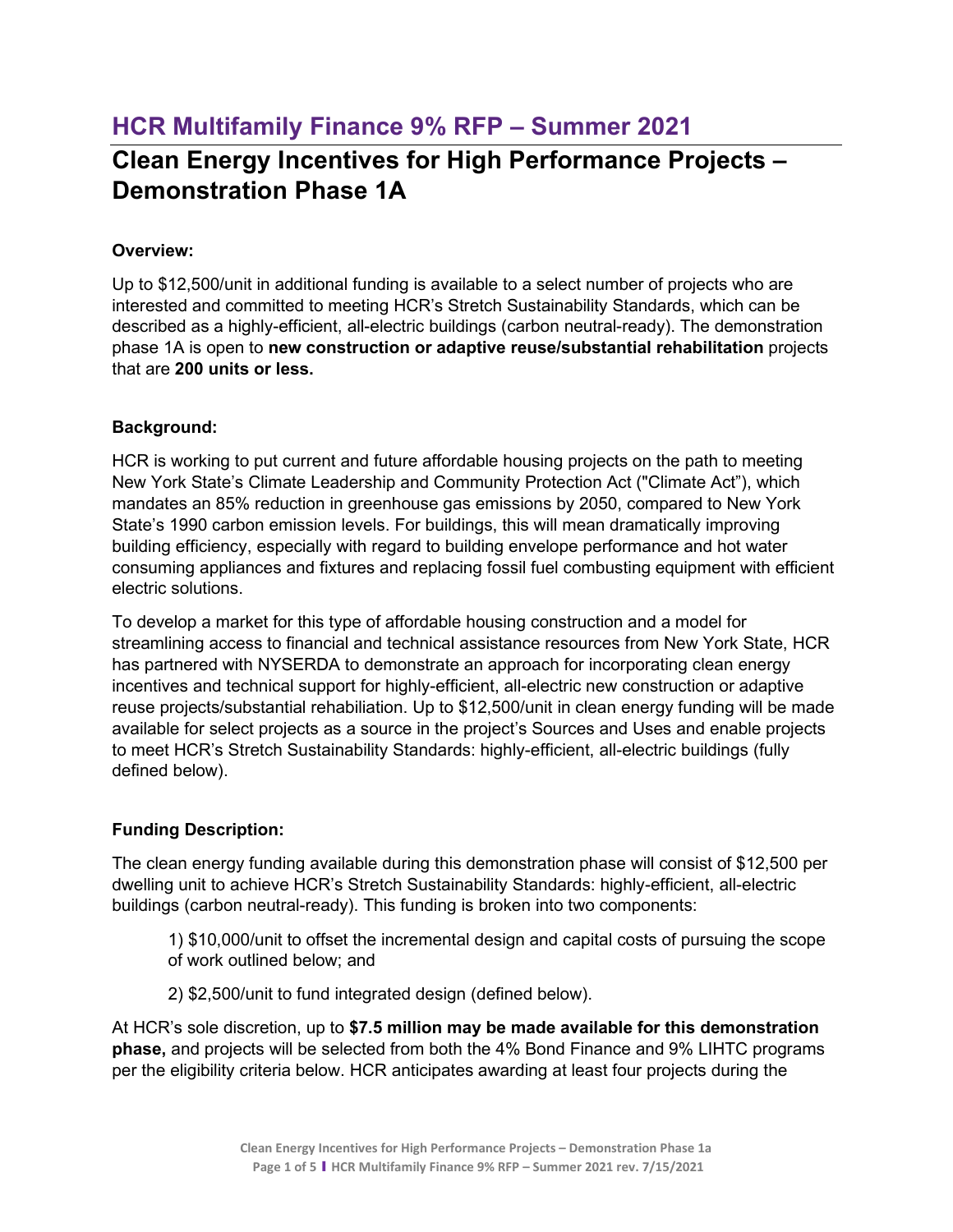# HCR Multifamily Finance 9% RFP – Summer 2021

## Clean Energy Incentives for High Performance Projects – Demonstration Phase 1A

**Overview:**

Up to $12,500/unit in additional funding is available to a select number of projects who are interested and committed to meeting HCR's Stretch Sustainability Standards, which can be described as a highly-efficient, all-electric buildings (carbon neutral-ready). The demonstration phase 1A is open to **new construction or adaptive reuse/substantial rehabilitation** projects that are **200 units or less.**

**Background:**

HCR is working to put current and future affordable housing projects on the path to meeting New York State's Climate Leadership and Community Protection Act ("Climate Act"), which mandates an 85% reduction in greenhouse gas emissions by 2050, compared to New York State's 1990 carbon emission levels. For buildings, this will mean dramatically improving building efficiency, especially with regard to building envelope performance and hot water consuming appliances and fixtures and replacing fossil fuel combusting equipment with efficient electric solutions.

To develop a market for this type of affordable housing construction and a model for streamlining access to financial and technical assistance resources from New York State, HCR has partnered with NYSERDA to demonstrate an approach for incorporating clean energy incentives and technical support for highly-efficient, all-electric new construction or adaptive reuse projects/substantial rehabilitation. Up to $12,500/unit in clean energy funding will be made available for select projects as a source in the project's Sources and Uses and enable projects to meet HCR's Stretch Sustainability Standards: highly-efficient, all-electric buildings (fully defined below).

**Funding Description:**

The clean energy funding available during this demonstration phase will consist of $12,500 per dwelling unit to achieve HCR's Stretch Sustainability Standards: highly-efficient, all-electric buildings (carbon neutral-ready). This funding is broken into two components:

1) $10,000/unit to offset the incremental design and capital costs of pursuing the scope of work outlined below; and

2) $2,500/unit to fund integrated design (defined below).

At HCR's sole discretion, up to **$7.5 million may be made available for this demonstration phase,** and projects will be selected from both the 4% Bond Finance and 9% LIHTC programs per the eligibility criteria below. HCR anticipates awarding at least four projects during the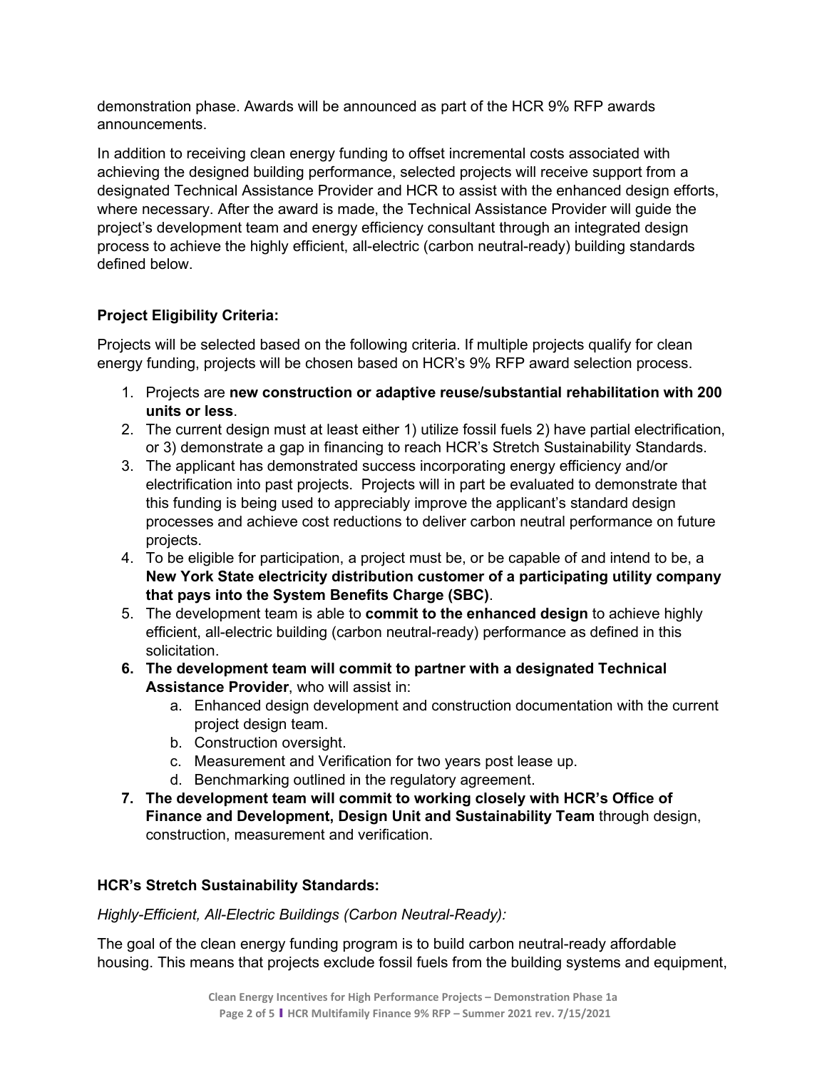demonstration phase. Awards will be announced as part of the HCR 9% RFP awards announcements.

In addition to receiving clean energy funding to offset incremental costs associated with achieving the designed building performance, selected projects will receive support from a designated Technical Assistance Provider and HCR to assist with the enhanced design efforts, where necessary. After the award is made, the Technical Assistance Provider will guide the project's development team and energy efficiency consultant through an integrated design process to achieve the highly efficient, all-electric (carbon neutral-ready) building standards defined below.

**Project Eligibility Criteria:**

Projects will be selected based on the following criteria. If multiple projects qualify for clean energy funding, projects will be chosen based on HCR's 9% RFP award selection process.

1. Projects are **new construction or adaptive reuse/substantial rehabilitation with 200 units or less**.
2. The current design must at least either 1) utilize fossil fuels 2) have partial electrification, or 3) demonstrate a gap in financing to reach HCR's Stretch Sustainability Standards.
3. The applicant has demonstrated success incorporating energy efficiency and/or electrification into past projects. Projects will in part be evaluated to demonstrate that this funding is being used to appreciably improve the applicant's standard design processes and achieve cost reductions to deliver carbon neutral performance on future projects.
4. To be eligible for participation, a project must be, or be capable of and intend to be, a **New York State electricity distribution customer of a participating utility company that pays into the System Benefits Charge (SBC)**.
5. The development team is able to **commit to the enhanced design** to achieve highly efficient, all-electric building (carbon neutral-ready) performance as defined in this solicitation.
6. **The development team will commit to partner with a designated Technical Assistance Provider**, who will assist in:
   a. Enhanced design development and construction documentation with the current project design team.
   b. Construction oversight.
   c. Measurement and Verification for two years post lease up.
   d. Benchmarking outlined in the regulatory agreement.
7. **The development team will commit to working closely with HCR's Office of Finance and Development, Design Unit and Sustainability Team** through design, construction, measurement and verification.

**HCR's Stretch Sustainability Standards:**

*Highly-Efficient, All-Electric Buildings (Carbon Neutral-Ready):*

The goal of the clean energy funding program is to build carbon neutral-ready affordable housing. This means that projects exclude fossil fuels from the building systems and equipment,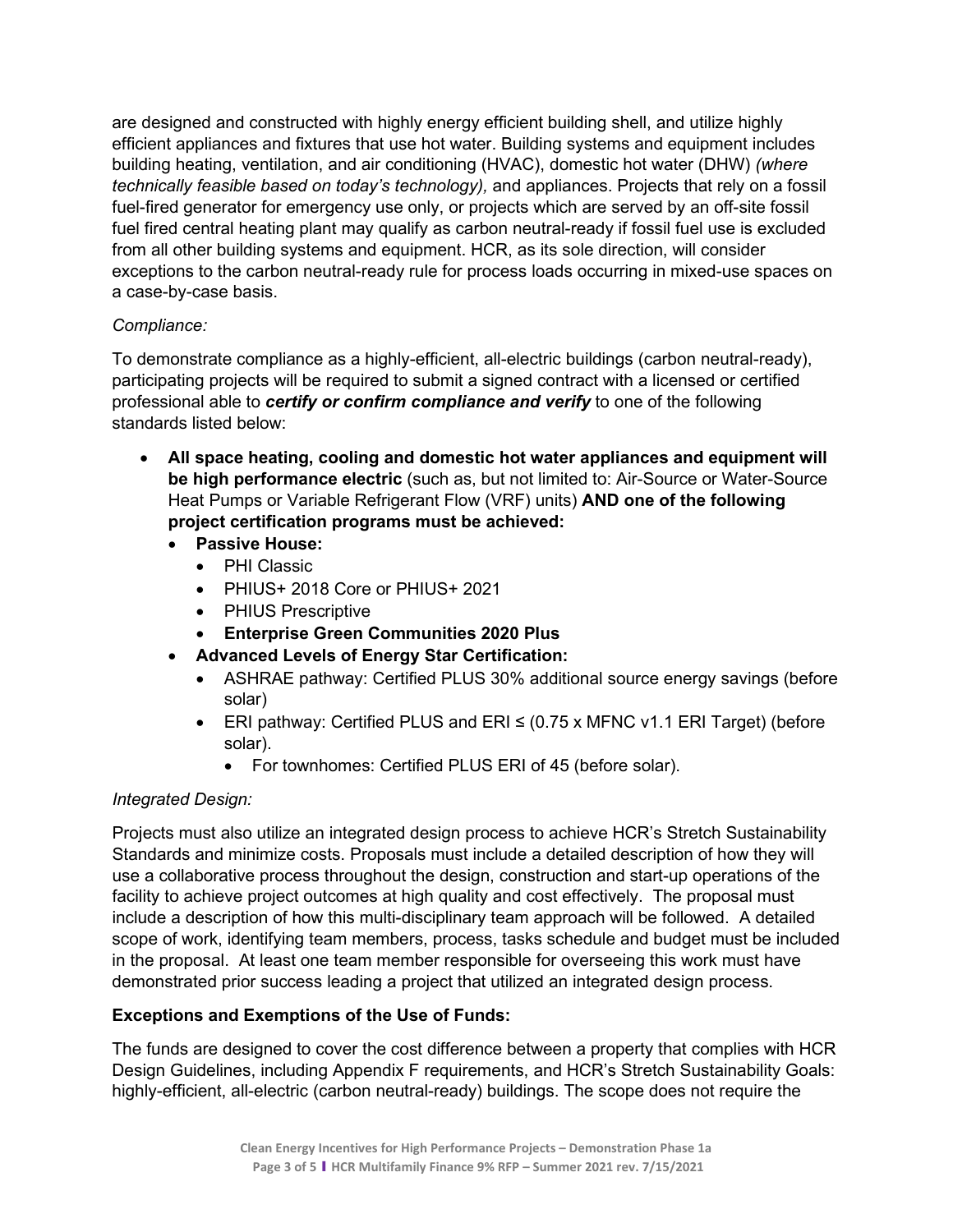are designed and constructed with highly energy efficient building shell, and utilize highly efficient appliances and fixtures that use hot water. Building systems and equipment includes building heating, ventilation, and air conditioning (HVAC), domestic hot water (DHW) *(where technically feasible based on today's technology),* and appliances. Projects that rely on a fossil fuel-fired generator for emergency use only, or projects which are served by an off-site fossil fuel fired central heating plant may qualify as carbon neutral-ready if fossil fuel use is excluded from all other building systems and equipment. HCR, as its sole direction, will consider exceptions to the carbon neutral-ready rule for process loads occurring in mixed-use spaces on a case-by-case basis.

*Compliance:*

To demonstrate compliance as a highly-efficient, all-electric buildings (carbon neutral-ready), participating projects will be required to submit a signed contract with a licensed or certified professional able to ***certify or confirm compliance and verify*** to one of the following standards listed below:

- **All space heating, cooling and domestic hot water appliances and equipment will be high performance electric** (such as, but not limited to: Air-Source or Water-Source Heat Pumps or Variable Refrigerant Flow (VRF) units) **AND one of the following project certification programs must be achieved:**
  - **Passive House:**
    - PHI Classic
    - PHIUS+ 2018 Core or PHIUS+ 2021
    - PHIUS Prescriptive
    - **Enterprise Green Communities 2020 Plus**
  - **Advanced Levels of Energy Star Certification:**
    - ASHRAE pathway: Certified PLUS 30% additional source energy savings (before solar)
    - ERI pathway: Certified PLUS and ERI ≤ (0.75 x MFNC v1.1 ERI Target) (before solar).
      - For townhomes: Certified PLUS ERI of 45 (before solar).

*Integrated Design:*

Projects must also utilize an integrated design process to achieve HCR's Stretch Sustainability Standards and minimize costs. Proposals must include a detailed description of how they will use a collaborative process throughout the design, construction and start-up operations of the facility to achieve project outcomes at high quality and cost effectively. The proposal must include a description of how this multi-disciplinary team approach will be followed. A detailed scope of work, identifying team members, process, tasks schedule and budget must be included in the proposal. At least one team member responsible for overseeing this work must have demonstrated prior success leading a project that utilized an integrated design process.

**Exceptions and Exemptions of the Use of Funds:**

The funds are designed to cover the cost difference between a property that complies with HCR Design Guidelines, including Appendix F requirements, and HCR's Stretch Sustainability Goals: highly-efficient, all-electric (carbon neutral-ready) buildings. The scope does not require the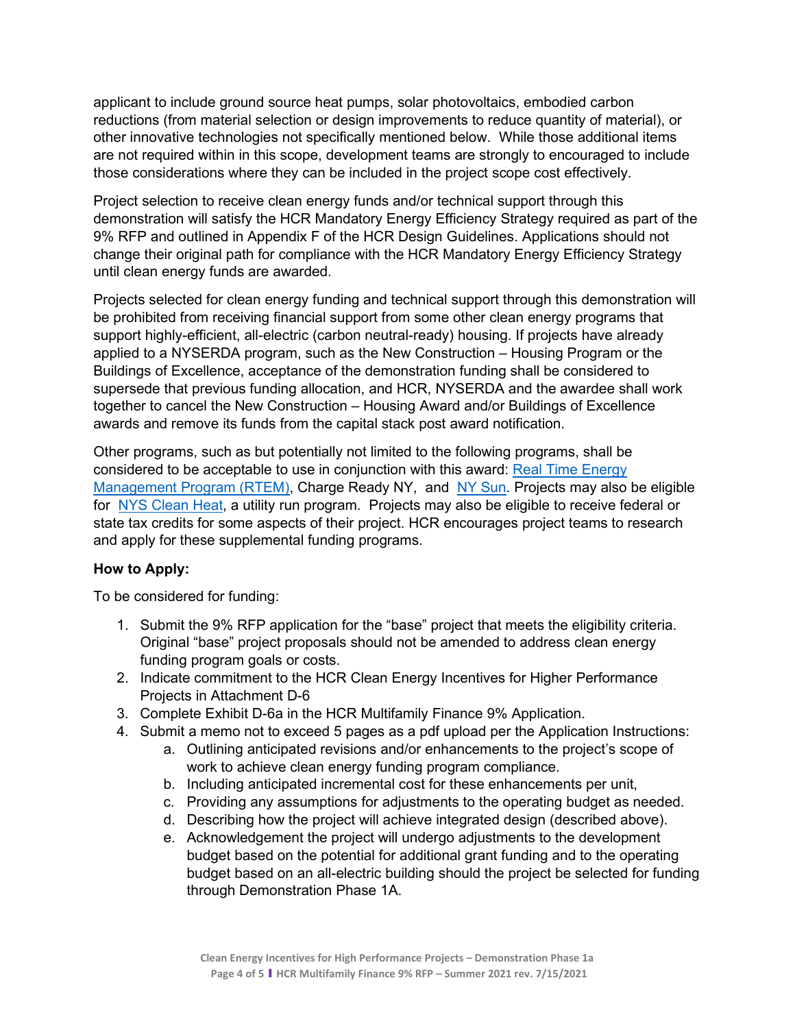applicant to include ground source heat pumps, solar photovoltaics, embodied carbon reductions (from material selection or design improvements to reduce quantity of material), or other innovative technologies not specifically mentioned below. While those additional items are not required within in this scope, development teams are strongly to encouraged to include those considerations where they can be included in the project scope cost effectively.

Project selection to receive clean energy funds and/or technical support through this demonstration will satisfy the HCR Mandatory Energy Efficiency Strategy required as part of the 9% RFP and outlined in Appendix F of the HCR Design Guidelines. Applications should not change their original path for compliance with the HCR Mandatory Energy Efficiency Strategy until clean energy funds are awarded.

Projects selected for clean energy funding and technical support through this demonstration will be prohibited from receiving financial support from some other clean energy programs that support highly-efficient, all-electric (carbon neutral-ready) housing. If projects have already applied to a NYSERDA program, such as the New Construction – Housing Program or the Buildings of Excellence, acceptance of the demonstration funding shall be considered to supersede that previous funding allocation, and HCR, NYSERDA and the awardee shall work together to cancel the New Construction – Housing Award and/or Buildings of Excellence awards and remove its funds from the capital stack post award notification.

Other programs, such as but potentially not limited to the following programs, shall be considered to be acceptable to use in conjunction with this award: Real Time Energy Management Program (RTEM), Charge Ready NY, and NY Sun. Projects may also be eligible for NYS Clean Heat, a utility run program. Projects may also be eligible to receive federal or state tax credits for some aspects of their project. HCR encourages project teams to research and apply for these supplemental funding programs.

**How to Apply:**

To be considered for funding:

1. Submit the 9% RFP application for the "base" project that meets the eligibility criteria. Original "base" project proposals should not be amended to address clean energy funding program goals or costs.
2. Indicate commitment to the HCR Clean Energy Incentives for Higher Performance Projects in Attachment D-6
3. Complete Exhibit D-6a in the HCR Multifamily Finance 9% Application.
4. Submit a memo not to exceed 5 pages as a pdf upload per the Application Instructions:
   a. Outlining anticipated revisions and/or enhancements to the project's scope of work to achieve clean energy funding program compliance.
   b. Including anticipated incremental cost for these enhancements per unit,
   c. Providing any assumptions for adjustments to the operating budget as needed.
   d. Describing how the project will achieve integrated design (described above).
   e. Acknowledgement the project will undergo adjustments to the development budget based on the potential for additional grant funding and to the operating budget based on an all-electric building should the project be selected for funding through Demonstration Phase 1A.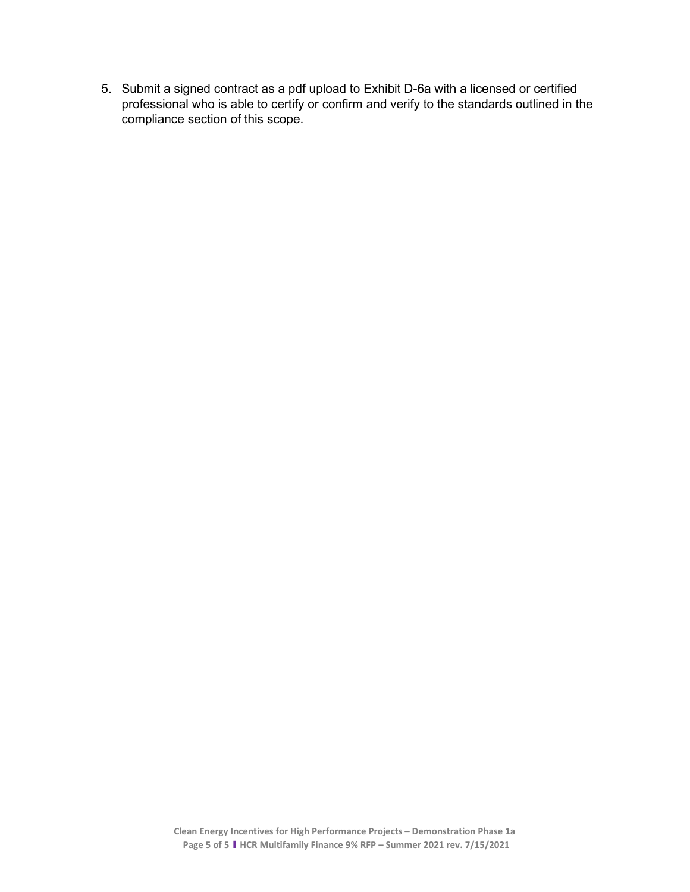5. Submit a signed contract as a pdf upload to Exhibit D-6a with a licensed or certified professional who is able to certify or confirm and verify to the standards outlined in the compliance section of this scope.